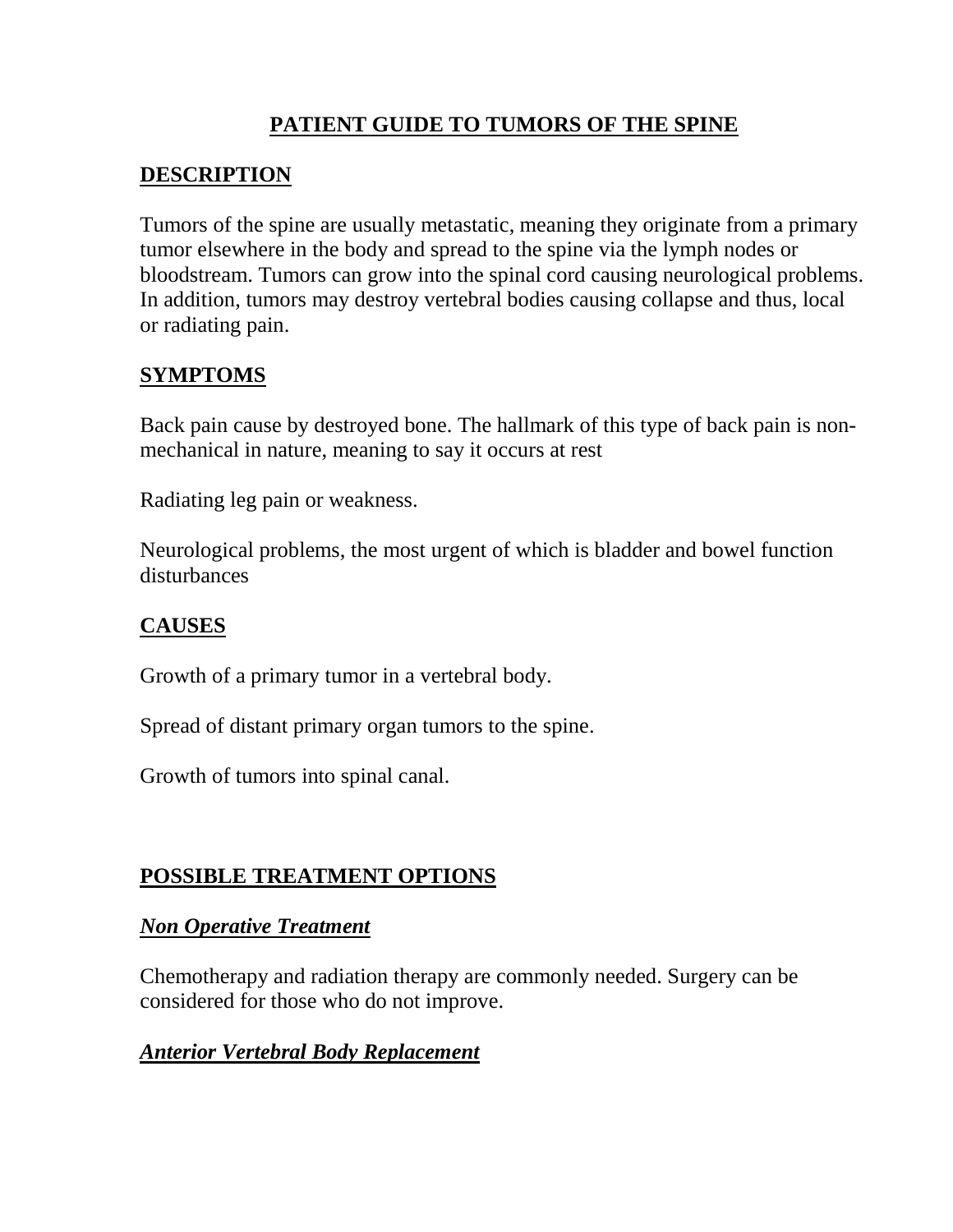# PATIENT GUIDE TO TUMORS OF THE SPINE

## DESCRIPTION

Tumors of the spine are usually metastatic, meaning they originate from a primary tumor elsewhere in the body and spread to the spine via the lymph nodes or bloodstream. Tumors can grow into the spinal cord causing neurological problems. In addition, tumors may destroy vertebral bodies causing collapse and thus, local or radiating pain.

## SYMPTOMS

Back pain cause by destroyed bone. The hallmark of this type of back pain is non-mechanical in nature, meaning to say it occurs at rest

Radiating leg pain or weakness.

Neurological problems, the most urgent of which is bladder and bowel function disturbances

## CAUSES

Growth of a primary tumor in a vertebral body.

Spread of distant primary organ tumors to the spine.

Growth of tumors into spinal canal.

## POSSIBLE TREATMENT OPTIONS

### *Non Operative Treatment*

Chemotherapy and radiation therapy are commonly needed. Surgery can be considered for those who do not improve.

### *Anterior Vertebral Body Replacement*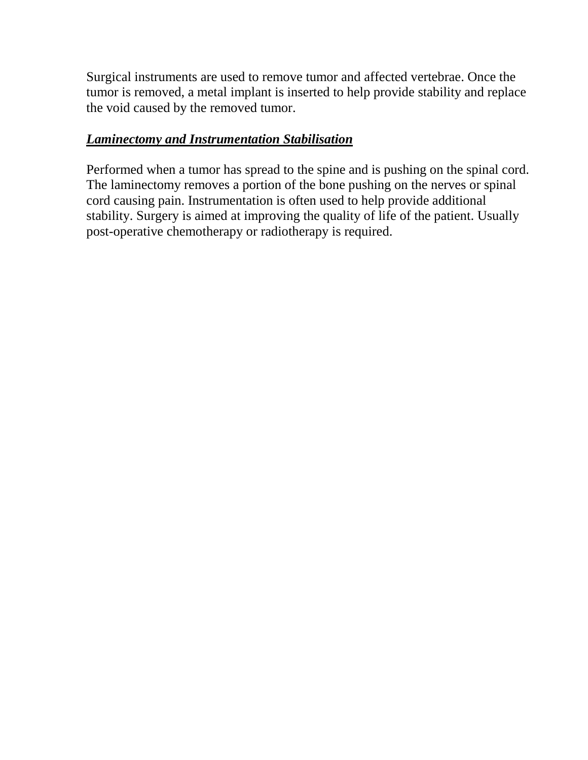Surgical instruments are used to remove tumor and affected vertebrae. Once the tumor is removed, a metal implant is inserted to help provide stability and replace the void caused by the removed tumor.

***Laminectomy and Instrumentation Stabilisation***

Performed when a tumor has spread to the spine and is pushing on the spinal cord. The laminectomy removes a portion of the bone pushing on the nerves or spinal cord causing pain. Instrumentation is often used to help provide additional stability. Surgery is aimed at improving the quality of life of the patient. Usually post-operative chemotherapy or radiotherapy is required.